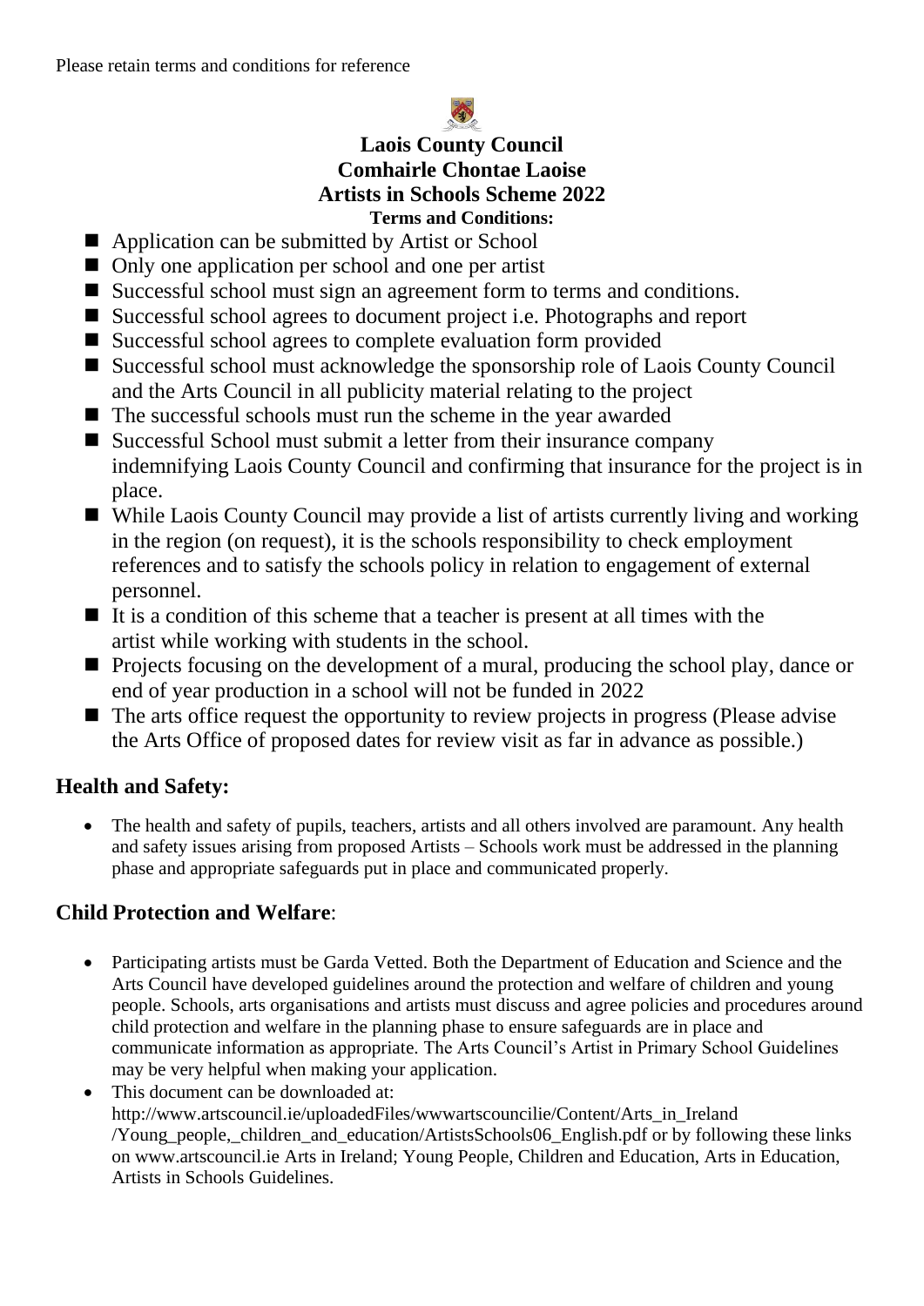Please retain terms and conditions for reference

**Laois County Council**
**Comhairle Chontae Laoise**
**Artists in Schools Scheme 2022**
**Terms and Conditions:**

- Application can be submitted by Artist or School
- Only one application per school and one per artist
- Successful school must sign an agreement form to terms and conditions.
- Successful school agrees to document project i.e. Photographs and report
- Successful school agrees to complete evaluation form provided
- Successful school must acknowledge the sponsorship role of Laois County Council and the Arts Council in all publicity material relating to the project
- The successful schools must run the scheme in the year awarded
- Successful School must submit a letter from their insurance company indemnifying Laois County Council and confirming that insurance for the project is in place.
- While Laois County Council may provide a list of artists currently living and working in the region (on request), it is the schools responsibility to check employment references and to satisfy the schools policy in relation to engagement of external personnel.
- It is a condition of this scheme that a teacher is present at all times with the artist while working with students in the school.
- Projects focusing on the development of a mural, producing the school play, dance or end of year production in a school will not be funded in 2022
- The arts office request the opportunity to review projects in progress (Please advise the Arts Office of proposed dates for review visit as far in advance as possible.)

## Health and Safety:

- The health and safety of pupils, teachers, artists and all others involved are paramount. Any health and safety issues arising from proposed Artists – Schools work must be addressed in the planning phase and appropriate safeguards put in place and communicated properly.

## Child Protection and Welfare:

- Participating artists must be Garda Vetted. Both the Department of Education and Science and the Arts Council have developed guidelines around the protection and welfare of children and young people. Schools, arts organisations and artists must discuss and agree policies and procedures around child protection and welfare in the planning phase to ensure safeguards are in place and communicate information as appropriate. The Arts Council's Artist in Primary School Guidelines may be very helpful when making your application.
- This document can be downloaded at: http://www.artscouncil.ie/uploadedFiles/wwwartscouncilie/Content/Arts_in_Ireland/Young_people,_children_and_education/ArtistsSchools06_English.pdf or by following these links on www.artscouncil.ie Arts in Ireland; Young People, Children and Education, Arts in Education, Artists in Schools Guidelines.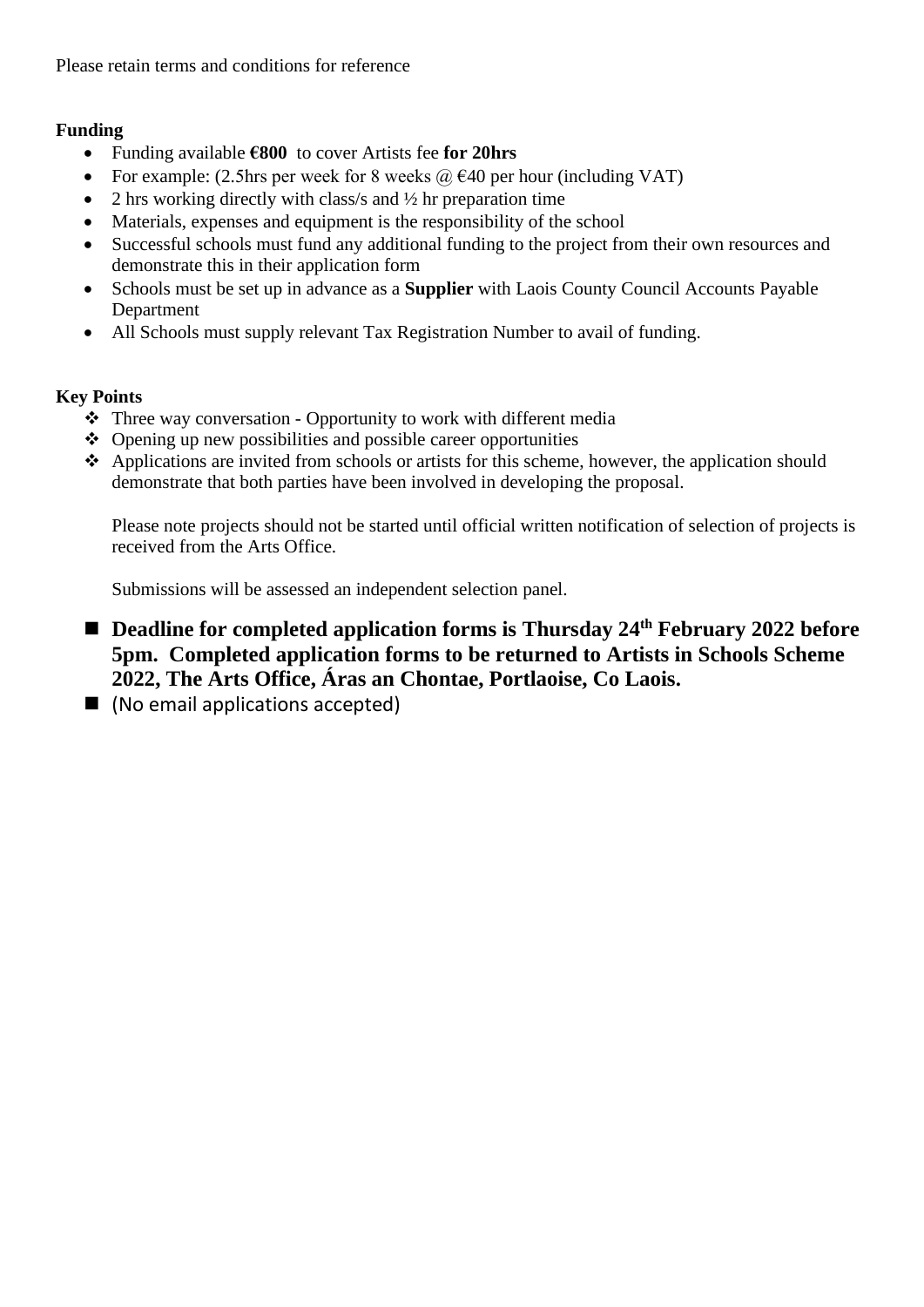Please retain terms and conditions for reference

**Funding**

- Funding available **€800** to cover Artists fee **for 20hrs**
- For example: (2.5hrs per week for 8 weeks @ €40 per hour (including VAT)
- 2 hrs working directly with class/s and ½ hr preparation time
- Materials, expenses and equipment is the responsibility of the school
- Successful schools must fund any additional funding to the project from their own resources and demonstrate this in their application form
- Schools must be set up in advance as a **Supplier** with Laois County Council Accounts Payable Department
- All Schools must supply relevant Tax Registration Number to avail of funding.

**Key Points**

- Three way conversation - Opportunity to work with different media
- Opening up new possibilities and possible career opportunities
- Applications are invited from schools or artists for this scheme, however, the application should demonstrate that both parties have been involved in developing the proposal.

  Please note projects should not be started until official written notification of selection of projects is received from the Arts Office.

  Submissions will be assessed an independent selection panel.

- **Deadline for completed application forms is Thursday 24th February 2022 before 5pm. Completed application forms to be returned to Artists in Schools Scheme 2022, The Arts Office, Áras an Chontae, Portlaoise, Co Laois.**
- (No email applications accepted)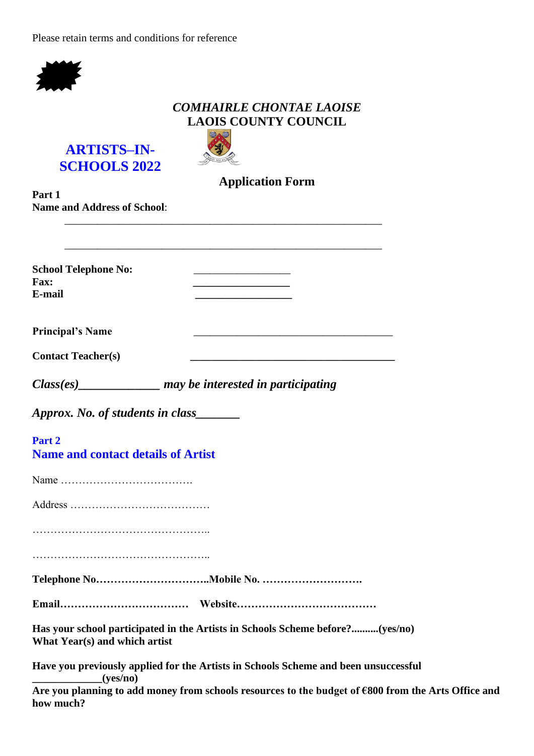Please retain terms and conditions for reference

***COMHAIRLE CHONTAE LAOISE***
**LAOIS COUNTY COUNCIL**

## ARTISTS–IN-SCHOOLS 2022

## Application Form

**Part 1**
**Name and Address of School**:

______________________________________________________________

______________________________________________________________

**School Telephone No:** __________________
**Fax:** __________________
**E-mail** __________________

**Principal's Name** _____________________________________

**Contact Teacher(s)** _____________________________________

***Class(es)_____________ may be interested in participating***

***Approx. No. of students in class_______***

**Part 2**
## Name and contact details of Artist

Name ……………………………….

Address …………………………………

…………………………………………..

…………………………………………..

**Telephone No…………………………..Mobile No. ……………………….**

**Email……………………………… Website…………………………………**

**Has your school participated in the Artists in Schools Scheme before?..........(yes/no)**
**What Year(s) and which artist**

**Have you previously applied for the Artists in Schools Scheme and been unsuccessful _____________(yes/no)**
**Are you planning to add money from schools resources to the budget of €800 from the Arts Office and how much?**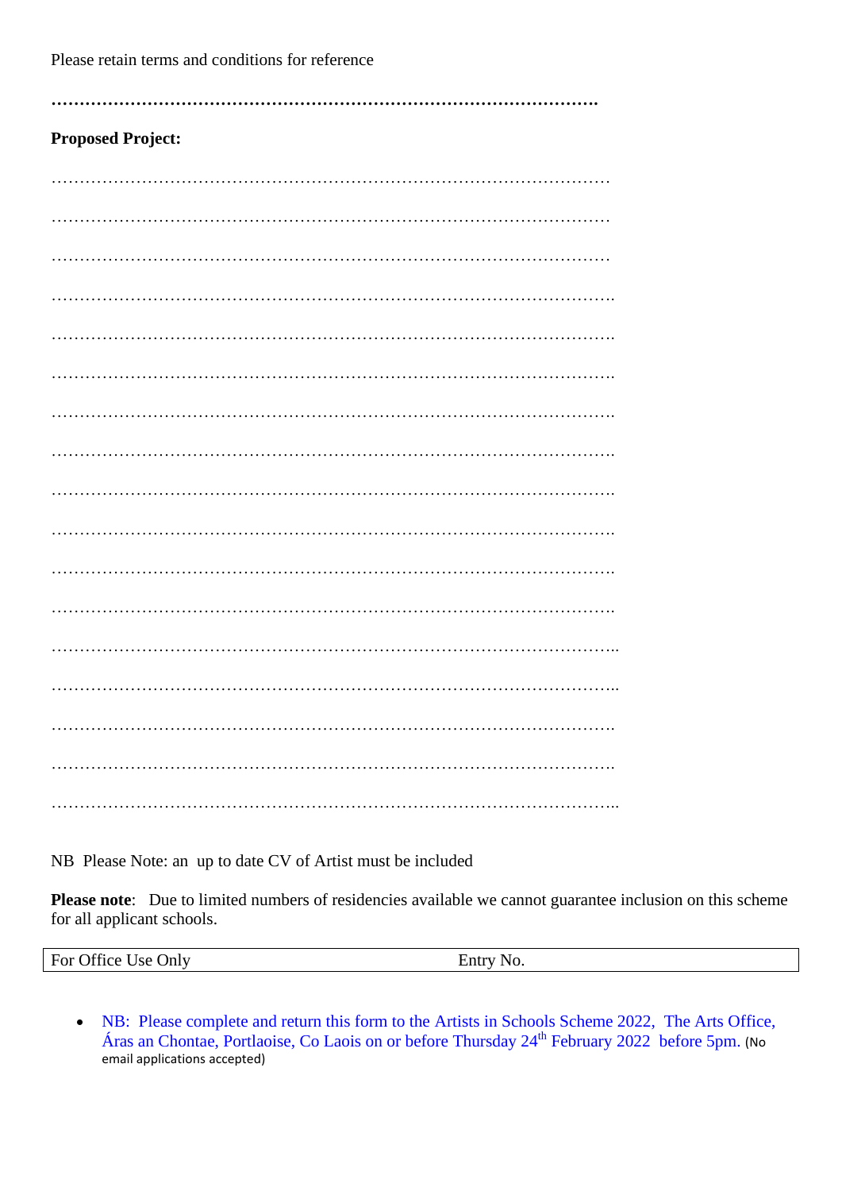Please retain terms and conditions for reference

………………………………………………………………………………………….

**Proposed Project:**

…………………………………………………………………………………………

…………………………………………………………………………………………

…………………………………………………………………………………………

………………………………………………………………………………………….

………………………………………………………………………………………….

………………………………………………………………………………………….

………………………………………………………………………………………….

………………………………………………………………………………………….

………………………………………………………………………………………….

………………………………………………………………………………………….

………………………………………………………………………………………….

………………………………………………………………………………………….

…………………………………………………………………………………………..

…………………………………………………………………………………………..

………………………………………………………………………………………….

………………………………………………………………………………………….

…………………………………………………………………………………………..

NB Please Note: an up to date CV of Artist must be included

**Please note**: Due to limited numbers of residencies available we cannot guarantee inclusion on this scheme for all applicant schools.

| | |
|---|---|
| For Office Use Only | Entry No. |

- NB: Please complete and return this form to the Artists in Schools Scheme 2022, The Arts Office, Áras an Chontae, Portlaoise, Co Laois on or before Thursday 24th February 2022 before 5pm. (No email applications accepted)